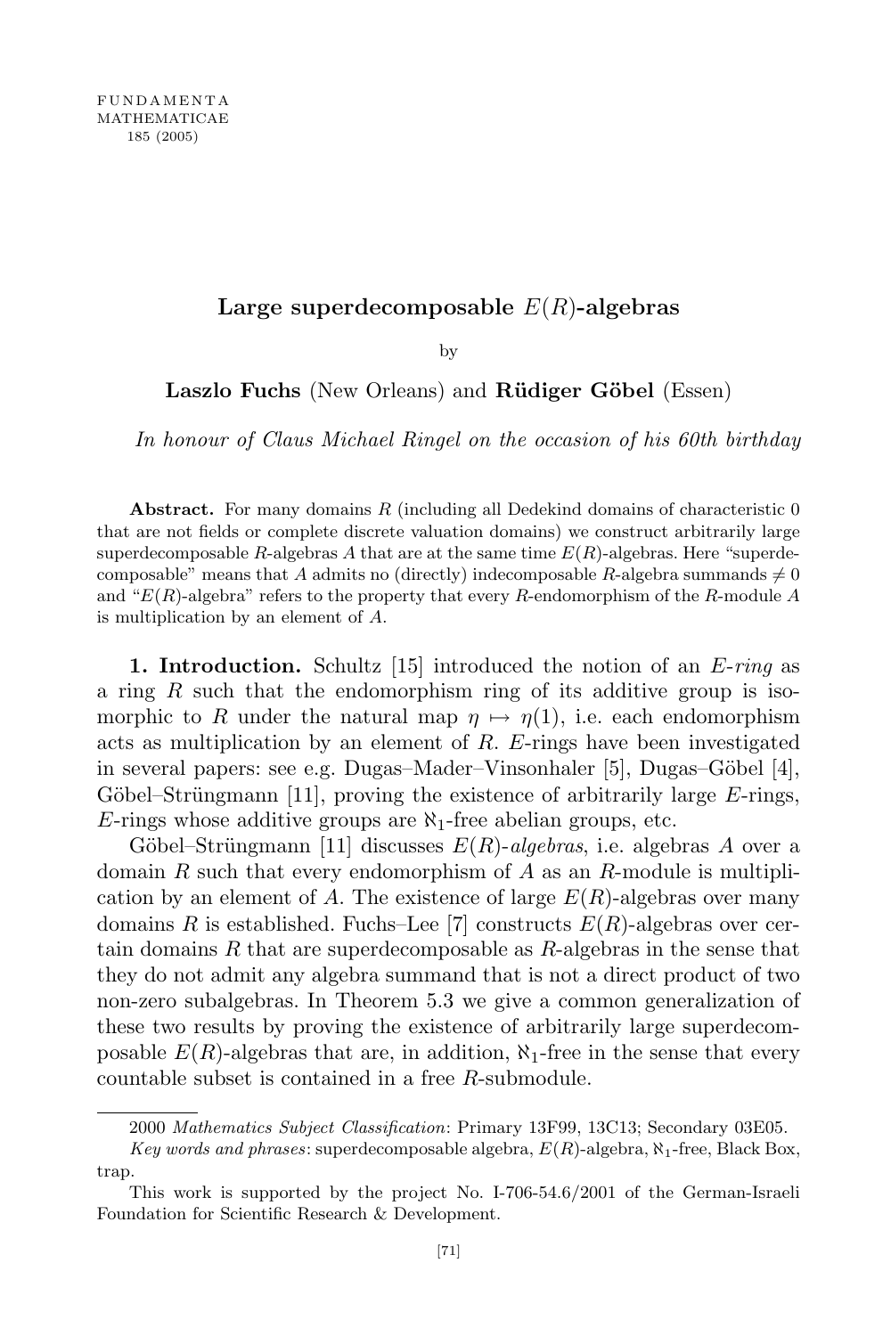# Large superdecomposable $E(R)$-algebras

by

**Laszlo Fuchs** (New Orleans) and **Rüdiger Göbel** (Essen)

*In honour of Claus Michael Ringel on the occasion of his 60th birthday*

**Abstract.** For many domains $R$ (including all Dedekind domains of characteristic 0 that are not fields or complete discrete valuation domains) we construct arbitrarily large superdecomposable $R$-algebras $A$ that are at the same time $E(R)$-algebras. Here "superdecomposable" means that $A$ admits no (directly) indecomposable $R$-algebra summands $\neq 0$ and "$E(R)$-algebra" refers to the property that every $R$-endomorphism of the $R$-module $A$ is multiplication by an element of $A$.

**1. Introduction.** Schultz [15] introduced the notion of an *E-ring* as a ring $R$ such that the endomorphism ring of its additive group is isomorphic to $R$ under the natural map $\eta \mapsto \eta(1)$, i.e. each endomorphism acts as multiplication by an element of $R$. $E$-rings have been investigated in several papers: see e.g. Dugas–Mader–Vinsonhaler [5], Dugas–Göbel [4], Göbel–Strüngmann [11], proving the existence of arbitrarily large $E$-rings, $E$-rings whose additive groups are $\aleph_1$-free abelian groups, etc.

Göbel–Strüngmann [11] discusses $E(R)$-*algebras*, i.e. algebras $A$ over a domain $R$ such that every endomorphism of $A$ as an $R$-module is multiplication by an element of $A$. The existence of large $E(R)$-algebras over many domains $R$ is established. Fuchs–Lee [7] constructs $E(R)$-algebras over certain domains $R$ that are superdecomposable as $R$-algebras in the sense that they do not admit any algebra summand that is not a direct product of two non-zero subalgebras. In Theorem 5.3 we give a common generalization of these two results by proving the existence of arbitrarily large superdecomposable $E(R)$-algebras that are, in addition, $\aleph_1$-free in the sense that every countable subset is contained in a free $R$-submodule.

2000 *Mathematics Subject Classification*: Primary 13F99, 13C13; Secondary 03E05.

*Key words and phrases*: superdecomposable algebra, $E(R)$-algebra, $\aleph_1$-free, Black Box, trap.

This work is supported by the project No. I-706-54.6/2001 of the German-Israeli Foundation for Scientific Research & Development.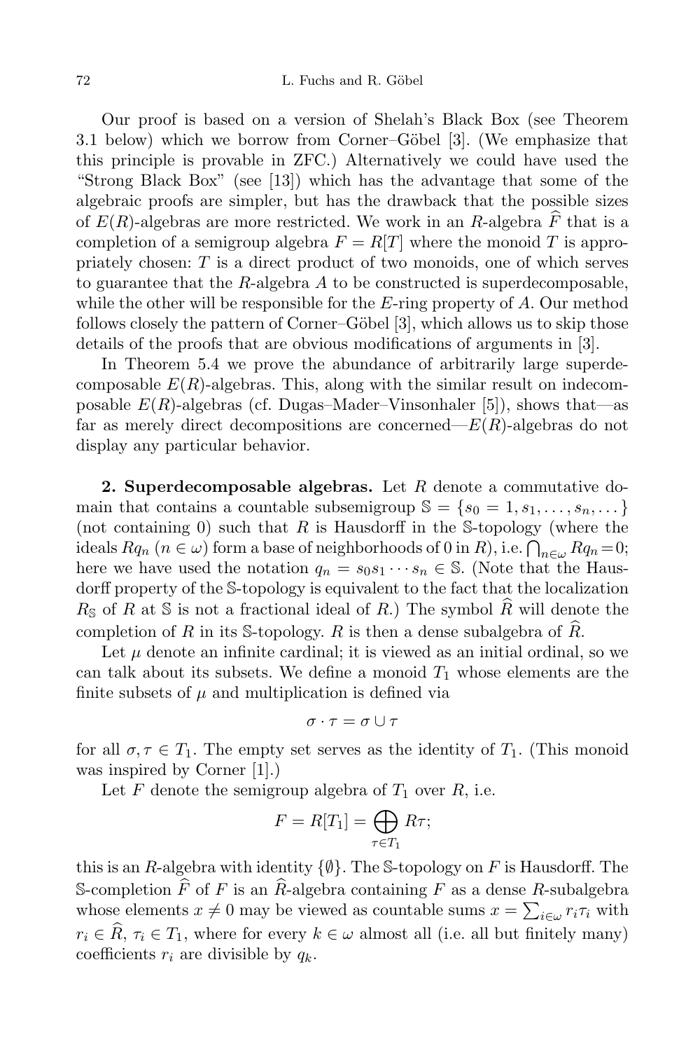Our proof is based on a version of Shelah's Black Box (see Theorem 3.1 below) which we borrow from Corner–Göbel [3]. (We emphasize that this principle is provable in ZFC.) Alternatively we could have used the "Strong Black Box" (see [13]) which has the advantage that some of the algebraic proofs are simpler, but has the drawback that the possible sizes of $E(R)$-algebras are more restricted. We work in an $R$-algebra $\widehat{F}$ that is a completion of a semigroup algebra $F = R[T]$ where the monoid $T$ is appropriately chosen: $T$ is a direct product of two monoids, one of which serves to guarantee that the $R$-algebra $A$ to be constructed is superdecomposable, while the other will be responsible for the $E$-ring property of $A$. Our method follows closely the pattern of Corner–Göbel [3], which allows us to skip those details of the proofs that are obvious modifications of arguments in [3].

In Theorem 5.4 we prove the abundance of arbitrarily large superdecomposable $E(R)$-algebras. This, along with the similar result on indecomposable $E(R)$-algebras (cf. Dugas–Mader–Vinsonhaler [5]), shows that—as far as merely direct decompositions are concerned—$E(R)$-algebras do not display any particular behavior.

**2. Superdecomposable algebras.** Let $R$ denote a commutative domain that contains a countable subsemigroup $\mathbb{S} = \{s_0 = 1, s_1, \dots, s_n, \dots\}$ (not containing 0) such that $R$ is Hausdorff in the $\mathbb{S}$-topology (where the ideals $Rq_n$ ($n \in \omega$) form a base of neighborhoods of 0 in $R$), i.e. $\bigcap_{n\in\omega} Rq_n = 0$; here we have used the notation $q_n = s_0 s_1 \cdots s_n \in \mathbb{S}$. (Note that the Hausdorff property of the $\mathbb{S}$-topology is equivalent to the fact that the localization $R_{\mathbb{S}}$ of $R$ at $\mathbb{S}$ is not a fractional ideal of $R$.) The symbol $\widehat{R}$ will denote the completion of $R$ in its $\mathbb{S}$-topology. $R$ is then a dense subalgebra of $\widehat{R}$.

Let $\mu$ denote an infinite cardinal; it is viewed as an initial ordinal, so we can talk about its subsets. We define a monoid $T_1$ whose elements are the finite subsets of $\mu$ and multiplication is defined via

$$\sigma \cdot \tau = \sigma \cup \tau$$

for all $\sigma, \tau \in T_1$. The empty set serves as the identity of $T_1$. (This monoid was inspired by Corner [1].)

Let $F$ denote the semigroup algebra of $T_1$ over $R$, i.e.

$$F = R[T_1] = \bigoplus_{\tau \in T_1} R\tau;$$

this is an $R$-algebra with identity $\{\emptyset\}$. The $\mathbb{S}$-topology on $F$ is Hausdorff. The $\mathbb{S}$-completion $\widehat{F}$ of $F$ is an $\widehat{R}$-algebra containing $F$ as a dense $R$-subalgebra whose elements $x \neq 0$ may be viewed as countable sums $x = \sum_{i\in\omega} r_i \tau_i$ with $r_i \in \widehat{R}$, $\tau_i \in T_1$, where for every $k \in \omega$ almost all (i.e. all but finitely many) coefficients $r_i$ are divisible by $q_k$.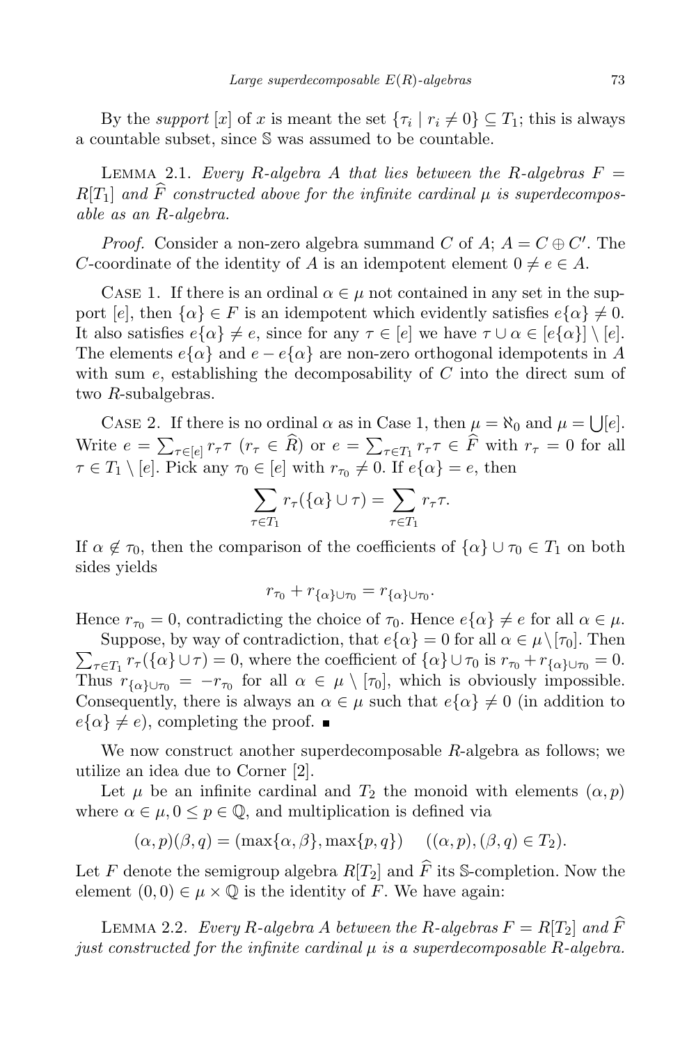By the *support* $[x]$ of $x$ is meant the set $\{\tau_i \mid r_i \neq 0\} \subseteq T_1$; this is always a countable subset, since $\mathbb{S}$ was assumed to be countable.

LEMMA 2.1. *Every $R$-algebra $A$ that lies between the $R$-algebras $F = R[T_1]$ and $\widehat{F}$ constructed above for the infinite cardinal $\mu$ is superdecomposable as an $R$-algebra.*

*Proof.* Consider a non-zero algebra summand $C$ of $A$; $A = C \oplus C'$. The $C$-coordinate of the identity of $A$ is an idempotent element $0 \neq e \in A$.

CASE 1. If there is an ordinal $\alpha \in \mu$ not contained in any set in the support $[e]$, then $\{\alpha\} \in F$ is an idempotent which evidently satisfies $e\{\alpha\} \neq 0$. It also satisfies $e\{\alpha\} \neq e$, since for any $\tau \in [e]$ we have $\tau \cup \alpha \in [e\{\alpha\}] \setminus [e]$. The elements $e\{\alpha\}$ and $e - e\{\alpha\}$ are non-zero orthogonal idempotents in $A$ with sum $e$, establishing the decomposability of $C$ into the direct sum of two $R$-subalgebras.

CASE 2. If there is no ordinal $\alpha$ as in Case 1, then $\mu = \aleph_0$ and $\mu = \bigcup[e]$. Write $e = \sum_{\tau \in [e]} r_\tau \tau$ ($r_\tau \in \widehat{R}$) or $e = \sum_{\tau \in T_1} r_\tau \tau \in \widehat{F}$ with $r_\tau = 0$ for all $\tau \in T_1 \setminus [e]$. Pick any $\tau_0 \in [e]$ with $r_{\tau_0} \neq 0$. If $e\{\alpha\} = e$, then

$$\sum_{\tau \in T_1} r_\tau(\{\alpha\} \cup \tau) = \sum_{\tau \in T_1} r_\tau \tau.$$

If $\alpha \notin \tau_0$, then the comparison of the coefficients of $\{\alpha\} \cup \tau_0 \in T_1$ on both sides yields

$$r_{\tau_0} + r_{\{\alpha\} \cup \tau_0} = r_{\{\alpha\} \cup \tau_0}.$$

Hence $r_{\tau_0} = 0$, contradicting the choice of $\tau_0$. Hence $e\{\alpha\} \neq e$ for all $\alpha \in \mu$.

Suppose, by way of contradiction, that $e\{\alpha\} = 0$ for all $\alpha \in \mu \setminus [\tau_0]$. Then $\sum_{\tau \in T_1} r_\tau(\{\alpha\} \cup \tau) = 0$, where the coefficient of $\{\alpha\} \cup \tau_0$ is $r_{\tau_0} + r_{\{\alpha\} \cup \tau_0} = 0$. Thus $r_{\{\alpha\} \cup \tau_0} = -r_{\tau_0}$ for all $\alpha \in \mu \setminus [\tau_0]$, which is obviously impossible. Consequently, there is always an $\alpha \in \mu$ such that $e\{\alpha\} \neq 0$ (in addition to $e\{\alpha\} \neq e$), completing the proof. ∎

We now construct another superdecomposable $R$-algebra as follows; we utilize an idea due to Corner [2].

Let $\mu$ be an infinite cardinal and $T_2$ the monoid with elements $(\alpha, p)$ where $\alpha \in \mu, 0 \leq p \in \mathbb{Q}$, and multiplication is defined via

$$(\alpha, p)(\beta, q) = (\max\{\alpha, \beta\}, \max\{p, q\}) \qquad ((\alpha, p), (\beta, q) \in T_2).$$

Let $F$ denote the semigroup algebra $R[T_2]$ and $\widehat{F}$ its $\mathbb{S}$-completion. Now the element $(0, 0) \in \mu \times \mathbb{Q}$ is the identity of $F$. We have again:

LEMMA 2.2. *Every $R$-algebra $A$ between the $R$-algebras $F = R[T_2]$ and $\widehat{F}$ just constructed for the infinite cardinal $\mu$ is a superdecomposable $R$-algebra.*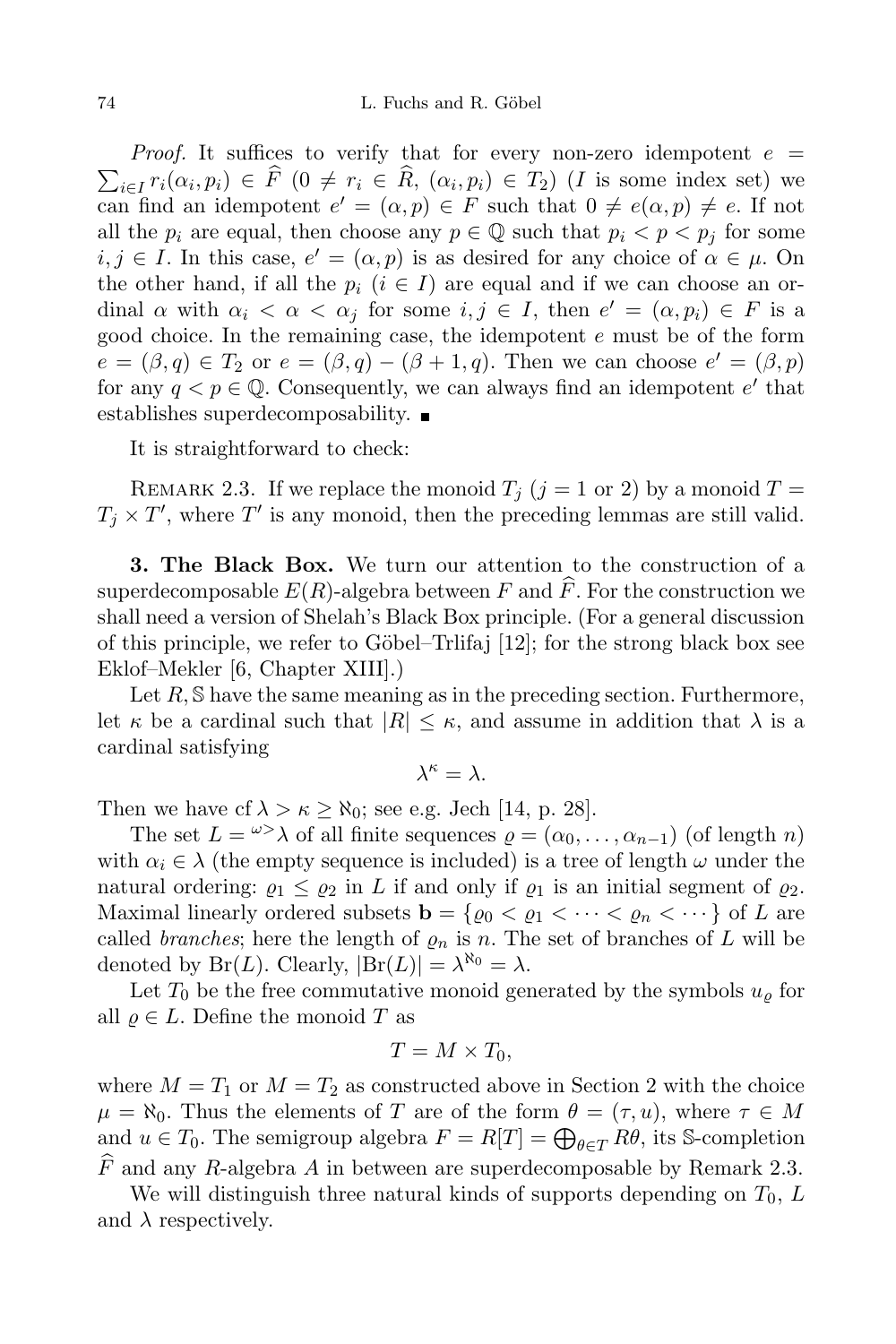*Proof.* It suffices to verify that for every non-zero idempotent $e = \sum_{i\in I} r_i(\alpha_i, p_i) \in \widehat{F}$ $(0 \neq r_i \in \widehat{R}, (\alpha_i, p_i) \in T_2)$ ($I$ is some index set) we can find an idempotent $e' = (\alpha, p) \in F$ such that $0 \neq e(\alpha, p) \neq e$. If not all the $p_i$ are equal, then choose any $p \in \mathbb{Q}$ such that $p_i < p < p_j$ for some $i, j \in I$. In this case, $e' = (\alpha, p)$ is as desired for any choice of $\alpha \in \mu$. On the other hand, if all the $p_i$ $(i \in I)$ are equal and if we can choose an ordinal $\alpha$ with $\alpha_i < \alpha < \alpha_j$ for some $i, j \in I$, then $e' = (\alpha, p_i) \in F$ is a good choice. In the remaining case, the idempotent $e$ must be of the form $e = (\beta, q) \in T_2$ or $e = (\beta, q) - (\beta + 1, q)$. Then we can choose $e' = (\beta, p)$ for any $q < p \in \mathbb{Q}$. Consequently, we can always find an idempotent $e'$ that establishes superdecomposability. ∎

It is straightforward to check:

Remark 2.3. If we replace the monoid $T_j$ ($j = 1$ or $2$) by a monoid $T = T_j \times T'$, where $T'$ is any monoid, then the preceding lemmas are still valid.

**3. The Black Box.** We turn our attention to the construction of a superdecomposable $E(R)$-algebra between $F$ and $\widehat{F}$. For the construction we shall need a version of Shelah's Black Box principle. (For a general discussion of this principle, we refer to Göbel–Trlifaj [12]; for the strong black box see Eklof–Mekler [6, Chapter XIII].)

Let $R, \mathbb{S}$ have the same meaning as in the preceding section. Furthermore, let $\kappa$ be a cardinal such that $|R| \leq \kappa$, and assume in addition that $\lambda$ is a cardinal satisfying

$$\lambda^\kappa = \lambda.$$

Then we have $\operatorname{cf} \lambda > \kappa \geq \aleph_0$; see e.g. Jech [14, p. 28].

The set $L = {}^{\omega>}\lambda$ of all finite sequences $\varrho = (\alpha_0, \ldots, \alpha_{n-1})$ (of length $n$) with $\alpha_i \in \lambda$ (the empty sequence is included) is a tree of length $\omega$ under the natural ordering: $\varrho_1 \leq \varrho_2$ in $L$ if and only if $\varrho_1$ is an initial segment of $\varrho_2$. Maximal linearly ordered subsets $\mathbf{b} = \{\varrho_0 < \varrho_1 < \cdots < \varrho_n < \cdots\}$ of $L$ are called *branches*; here the length of $\varrho_n$ is $n$. The set of branches of $L$ will be denoted by $\operatorname{Br}(L)$. Clearly, $|\operatorname{Br}(L)| = \lambda^{\aleph_0} = \lambda$.

Let $T_0$ be the free commutative monoid generated by the symbols $u_\varrho$ for all $\varrho \in L$. Define the monoid $T$ as

$$T = M \times T_0,$$

where $M = T_1$ or $M = T_2$ as constructed above in Section 2 with the choice $\mu = \aleph_0$. Thus the elements of $T$ are of the form $\theta = (\tau, u)$, where $\tau \in M$ and $u \in T_0$. The semigroup algebra $F = R[T] = \bigoplus_{\theta \in T} R\theta$, its $\mathbb{S}$-completion $\widehat{F}$ and any $R$-algebra $A$ in between are superdecomposable by Remark 2.3.

We will distinguish three natural kinds of supports depending on $T_0$, $L$ and $\lambda$ respectively.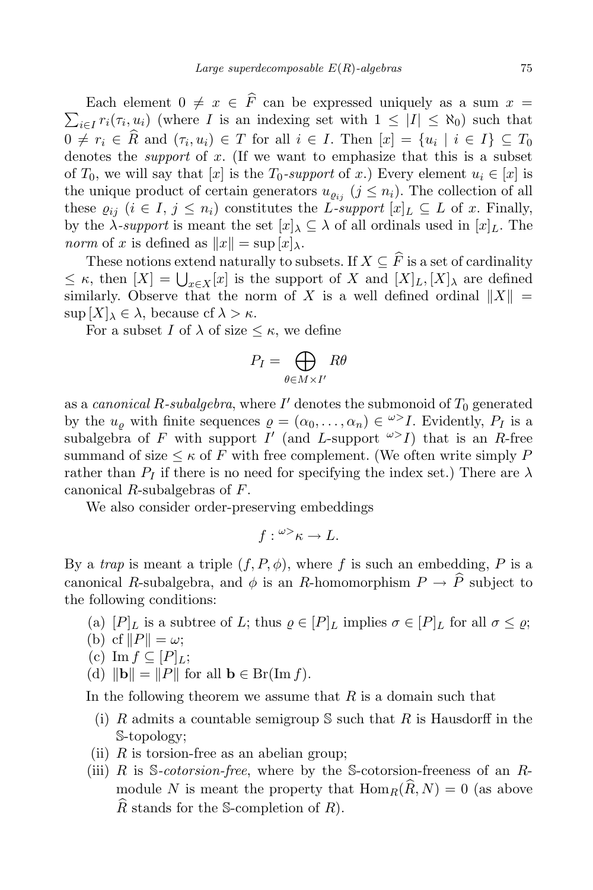Each element $0 \neq x \in \widehat{F}$ can be expressed uniquely as a sum $x = \sum_{i\in I} r_i(\tau_i, u_i)$ (where $I$ is an indexing set with $1 \leq |I| \leq \aleph_0$) such that $0 \neq r_i \in \widehat{R}$ and $(\tau_i, u_i) \in T$ for all $i \in I$. Then $[x] = \{u_i \mid i \in I\} \subseteq T_0$ denotes the *support* of $x$. (If we want to emphasize that this is a subset of $T_0$, we will say that $[x]$ is the $T_0$-*support* of $x$.) Every element $u_i \in [x]$ is the unique product of certain generators $u_{\varrho_{ij}}$ ($j \leq n_i$). The collection of all these $\varrho_{ij}$ ($i \in I$, $j \leq n_i$) constitutes the $L$-*support* $[x]_L \subseteq L$ of $x$. Finally, by the $\lambda$-*support* is meant the set $[x]_\lambda \subseteq \lambda$ of all ordinals used in $[x]_L$. The *norm* of $x$ is defined as $\|x\| = \sup [x]_\lambda$.

These notions extend naturally to subsets. If $X \subseteq \widehat{F}$ is a set of cardinality $\leq \kappa$, then $[X] = \bigcup_{x\in X}[x]$ is the support of $X$ and $[X]_L, [X]_\lambda$ are defined similarly. Observe that the norm of $X$ is a well defined ordinal $\|X\| = \sup [X]_\lambda \in \lambda$, because $\operatorname{cf} \lambda > \kappa$.

For a subset $I$ of $\lambda$ of size $\leq \kappa$, we define

$$P_I = \bigoplus_{\theta \in M\times I'} R\theta$$

as a *canonical* $R$-*subalgebra*, where $I'$ denotes the submonoid of $T_0$ generated by the $u_\varrho$ with finite sequences $\varrho = (\alpha_0, \ldots, \alpha_n) \in {}^{\omega>}I$. Evidently, $P_I$ is a subalgebra of $F$ with support $I'$ (and $L$-support ${}^{\omega>}I$) that is an $R$-free summand of size $\leq \kappa$ of $F$ with free complement. (We often write simply $P$ rather than $P_I$ if there is no need for specifying the index set.) There are $\lambda$ canonical $R$-subalgebras of $F$.

We also consider order-preserving embeddings

$$f : {}^{\omega>}\kappa \to L.$$

By a *trap* is meant a triple $(f, P, \phi)$, where $f$ is such an embedding, $P$ is a canonical $R$-subalgebra, and $\phi$ is an $R$-homomorphism $P \to \widehat{P}$ subject to the following conditions:

(a) $[P]_L$ is a subtree of $L$; thus $\varrho \in [P]_L$ implies $\sigma \in [P]_L$ for all $\sigma \leq \varrho$;
(b) $\operatorname{cf} \|P\| = \omega$;
(c) $\operatorname{Im} f \subseteq [P]_L$;
(d) $\|\mathbf{b}\| = \|P\|$ for all $\mathbf{b} \in \operatorname{Br}(\operatorname{Im} f)$.

In the following theorem we assume that $R$ is a domain such that

(i) $R$ admits a countable semigroup $\mathbb{S}$ such that $R$ is Hausdorff in the $\mathbb{S}$-topology;
(ii) $R$ is torsion-free as an abelian group;
(iii) $R$ is $\mathbb{S}$-*cotorsion-free*, where by the $\mathbb{S}$-cotorsion-freeness of an $R$-module $N$ is meant the property that $\operatorname{Hom}_R(\widehat{R}, N) = 0$ (as above $\widehat{R}$ stands for the $\mathbb{S}$-completion of $R$).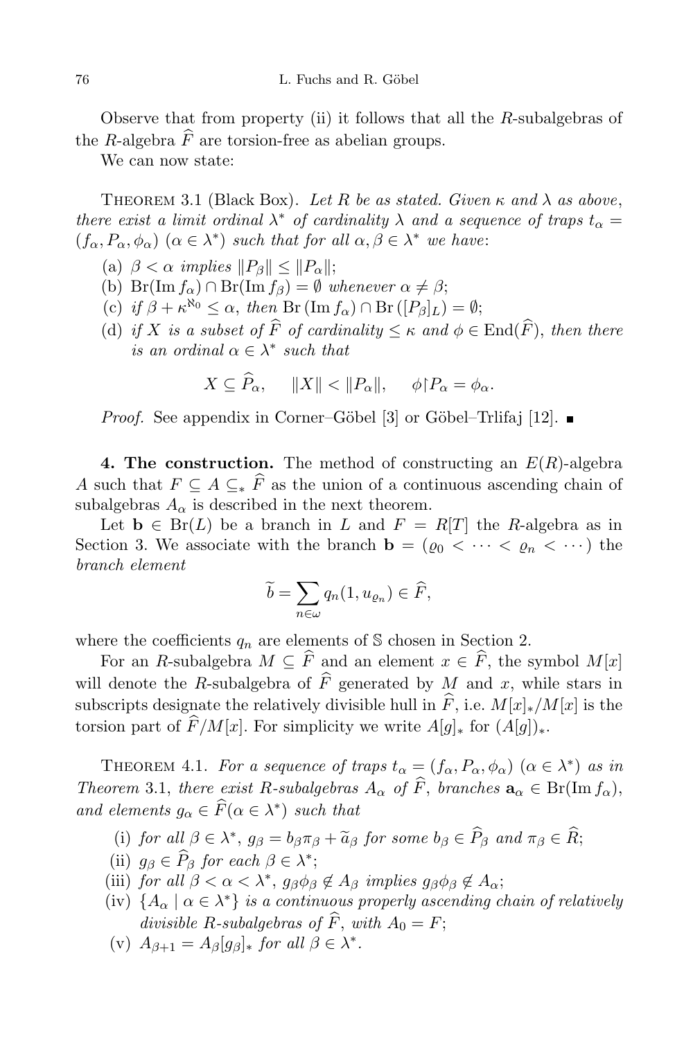Observe that from property (ii) it follows that all the $R$-subalgebras of the $R$-algebra $\widehat{F}$ are torsion-free as abelian groups.

We can now state:

Theorem 3.1 (Black Box). *Let $R$ be as stated. Given $\kappa$ and $\lambda$ as above, there exist a limit ordinal $\lambda^*$ of cardinality $\lambda$ and a sequence of traps $t_\alpha = (f_\alpha, P_\alpha, \phi_\alpha)$ ($\alpha \in \lambda^*$) such that for all $\alpha, \beta \in \lambda^*$ we have*:

(a) *$\beta < \alpha$ implies $\|P_\beta\| \le \|P_\alpha\|$;*

(b) *$\mathrm{Br}(\mathrm{Im}\, f_\alpha) \cap \mathrm{Br}(\mathrm{Im}\, f_\beta) = \emptyset$ whenever $\alpha \ne \beta$;*

(c) *if $\beta + \kappa^{\aleph_0} \le \alpha$, then $\mathrm{Br}\,(\mathrm{Im}\, f_\alpha) \cap \mathrm{Br}\,([P_\beta]_L) = \emptyset$;*

(d) *if $X$ is a subset of $\widehat{F}$ of cardinality $\le \kappa$ and $\phi \in \mathrm{End}(\widehat{F})$, then there is an ordinal $\alpha \in \lambda^*$ such that*

$$X \subseteq \widehat{P}_\alpha, \qquad \|X\| < \|P_\alpha\|, \qquad \phi{\restriction}P_\alpha = \phi_\alpha.$$

*Proof.* See appendix in Corner–Göbel [3] or Göbel–Trlifaj [12]. ∎

**4. The construction.** The method of constructing an $E(R)$-algebra $A$ such that $F \subseteq A \subseteq_* \widehat{F}$ as the union of a continuous ascending chain of subalgebras $A_\alpha$ is described in the next theorem.

Let $\mathbf{b} \in \mathrm{Br}(L)$ be a branch in $L$ and $F = R[T]$ the $R$-algebra as in Section 3. We associate with the branch $\mathbf{b} = (\varrho_0 < \cdots < \varrho_n < \cdots)$ the *branch element*

$$\widetilde{b} = \sum_{n \in \omega} q_n (1, u_{\varrho_n}) \in \widehat{F},$$

where the coefficients $q_n$ are elements of $\mathbb{S}$ chosen in Section 2.

For an $R$-subalgebra $M \subseteq \widehat{F}$ and an element $x \in \widehat{F}$, the symbol $M[x]$ will denote the $R$-subalgebra of $\widehat{F}$ generated by $M$ and $x$, while stars in subscripts designate the relatively divisible hull in $\widehat{F}$, i.e. $M[x]_*/M[x]$ is the torsion part of $\widehat{F}/M[x]$. For simplicity we write $A[g]_*$ for $(A[g])_*$.

Theorem 4.1. *For a sequence of traps $t_\alpha = (f_\alpha, P_\alpha, \phi_\alpha)$ ($\alpha \in \lambda^*$) as in Theorem 3.1, there exist $R$-subalgebras $A_\alpha$ of $\widehat{F}$, branches $\mathbf{a}_\alpha \in \mathrm{Br}(\mathrm{Im}\, f_\alpha)$, and elements $g_\alpha \in \widehat{F}(\alpha \in \lambda^*)$ such that*

(i) *for all $\beta \in \lambda^*$, $g_\beta = b_\beta \pi_\beta + \widetilde{a}_\beta$ for some $b_\beta \in \widehat{P}_\beta$ and $\pi_\beta \in \widehat{R}$;*

(ii) *$g_\beta \in \widehat{P}_\beta$ for each $\beta \in \lambda^*$;*

(iii) *for all $\beta < \alpha < \lambda^*$, $g_\beta \phi_\beta \notin A_\beta$ implies $g_\beta \phi_\beta \notin A_\alpha$;*

(iv) *$\{A_\alpha \mid \alpha \in \lambda^*\}$ is a continuous properly ascending chain of relatively divisible $R$-subalgebras of $\widehat{F}$, with $A_0 = F$;*

(v) *$A_{\beta+1} = A_\beta[g_\beta]_*$ for all $\beta \in \lambda^*$.*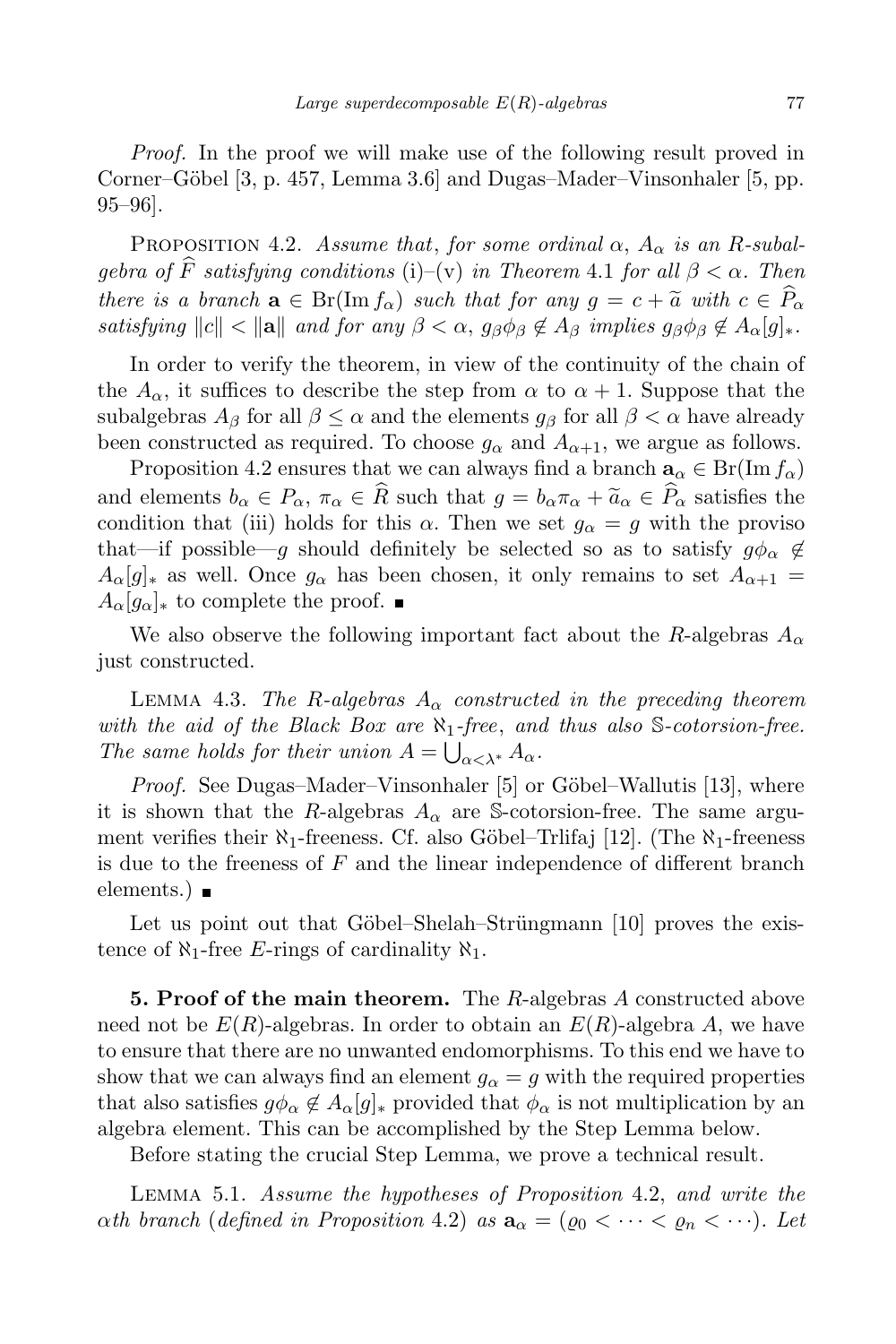*Proof.* In the proof we will make use of the following result proved in Corner–Göbel [3, p. 457, Lemma 3.6] and Dugas–Mader–Vinsonhaler [5, pp. 95–96].

Proposition 4.2. *Assume that, for some ordinal $\alpha$, $A_\alpha$ is an $R$-subalgebra of $\widehat{F}$ satisfying conditions* (i)–(v) *in Theorem* 4.1 *for all $\beta < \alpha$. Then there is a branch $\mathbf{a} \in \mathrm{Br}(\mathrm{Im}\, f_\alpha)$ such that for any $g = c + \widetilde{a}$ with $c \in \widehat{P}_\alpha$ satisfying $\|c\| < \|\mathbf{a}\|$ and for any $\beta < \alpha$, $g_\beta\phi_\beta \notin A_\beta$ implies $g_\beta\phi_\beta \notin A_\alpha[g]_*$.*

In order to verify the theorem, in view of the continuity of the chain of the $A_\alpha$, it suffices to describe the step from $\alpha$ to $\alpha + 1$. Suppose that the subalgebras $A_\beta$ for all $\beta \leq \alpha$ and the elements $g_\beta$ for all $\beta < \alpha$ have already been constructed as required. To choose $g_\alpha$ and $A_{\alpha+1}$, we argue as follows.

Proposition 4.2 ensures that we can always find a branch $\mathbf{a}_\alpha \in \mathrm{Br}(\mathrm{Im}\, f_\alpha)$ and elements $b_\alpha \in P_\alpha$, $\pi_\alpha \in \widehat{R}$ such that $g = b_\alpha\pi_\alpha + \widetilde{a}_\alpha \in \widehat{P}_\alpha$ satisfies the condition that (iii) holds for this $\alpha$. Then we set $g_\alpha = g$ with the proviso that—if possible—$g$ should definitely be selected so as to satisfy $g\phi_\alpha \notin A_\alpha[g]_*$ as well. Once $g_\alpha$ has been chosen, it only remains to set $A_{\alpha+1} = A_\alpha[g_\alpha]_*$ to complete the proof. ∎

We also observe the following important fact about the $R$-algebras $A_\alpha$ just constructed.

Lemma 4.3. *The $R$-algebras $A_\alpha$ constructed in the preceding theorem with the aid of the Black Box are $\aleph_1$-free, and thus also $\mathbb{S}$-cotorsion-free. The same holds for their union $A = \bigcup_{\alpha<\lambda^*} A_\alpha$.*

*Proof.* See Dugas–Mader–Vinsonhaler [5] or Göbel–Wallutis [13], where it is shown that the $R$-algebras $A_\alpha$ are $\mathbb{S}$-cotorsion-free. The same argument verifies their $\aleph_1$-freeness. Cf. also Göbel–Trlifaj [12]. (The $\aleph_1$-freeness is due to the freeness of $F$ and the linear independence of different branch elements.) ∎

Let us point out that Göbel–Shelah–Strüngmann [10] proves the existence of $\aleph_1$-free $E$-rings of cardinality $\aleph_1$.

**5. Proof of the main theorem.** The $R$-algebras $A$ constructed above need not be $E(R)$-algebras. In order to obtain an $E(R)$-algebra $A$, we have to ensure that there are no unwanted endomorphisms. To this end we have to show that we can always find an element $g_\alpha = g$ with the required properties that also satisfies $g\phi_\alpha \notin A_\alpha[g]_*$ provided that $\phi_\alpha$ is not multiplication by an algebra element. This can be accomplished by the Step Lemma below.

Before stating the crucial Step Lemma, we prove a technical result.

Lemma 5.1. *Assume the hypotheses of Proposition* 4.2, *and write the $\alpha$th branch* (*defined in Proposition* 4.2) *as $\mathbf{a}_\alpha = (\varrho_0 < \cdots < \varrho_n < \cdots)$. Let*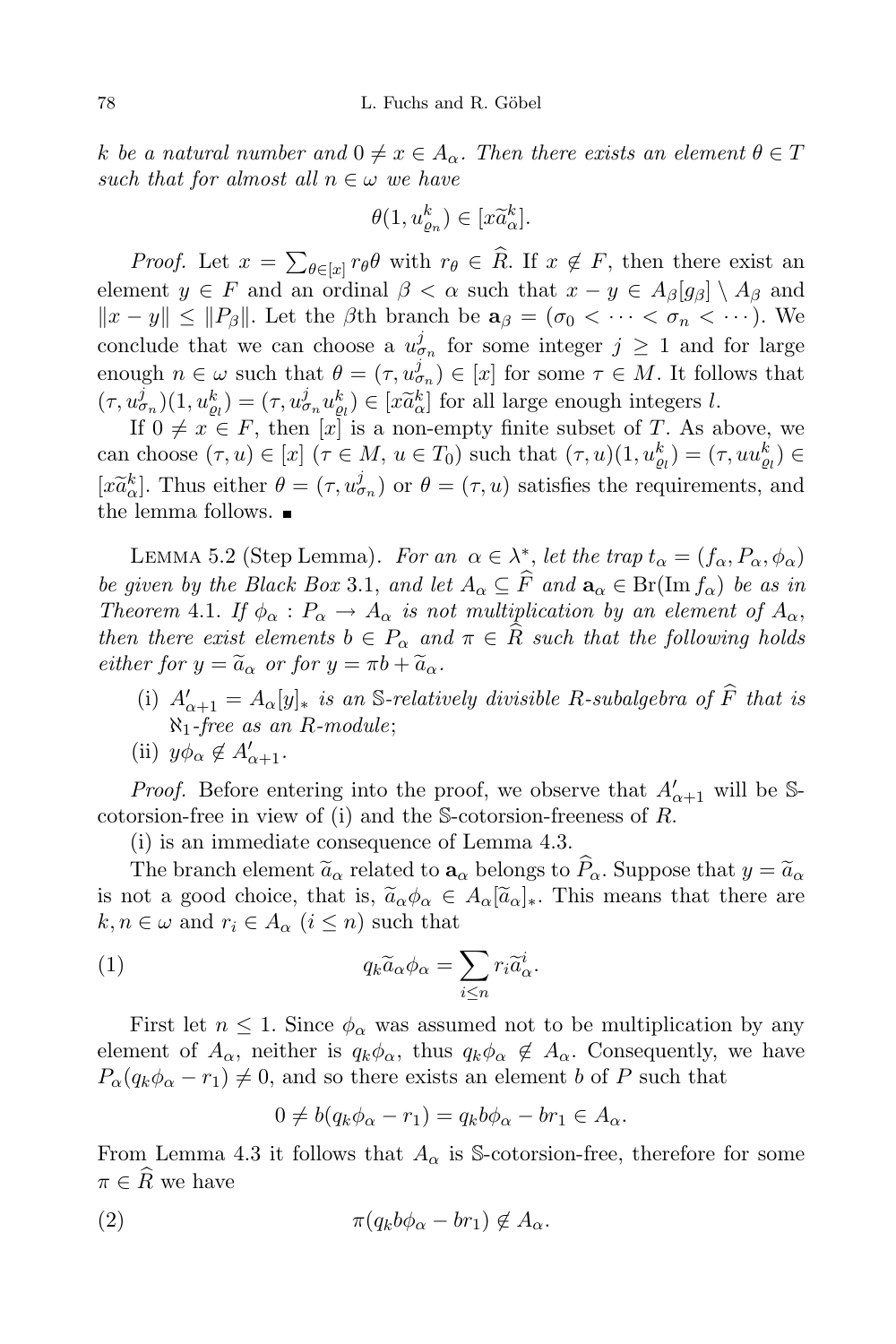*k be a natural number and $0 \neq x \in A_\alpha$. Then there exists an element $\theta \in T$ such that for almost all $n \in \omega$ we have*

$$\theta(1, u^k_{\varrho_n}) \in [x\widetilde{a}^k_\alpha].$$

*Proof.* Let $x = \sum_{\theta \in [x]} r_\theta \theta$ with $r_\theta \in \widehat{R}$. If $x \notin F$, then there exist an element $y \in F$ and an ordinal $\beta < \alpha$ such that $x - y \in A_\beta[g_\beta] \setminus A_\beta$ and $\|x - y\| \leq \|P_\beta\|$. Let the $\beta$th branch be $\mathbf{a}_\beta = (\sigma_0 < \cdots < \sigma_n < \cdots)$. We conclude that we can choose a $u^j_{\sigma_n}$ for some integer $j \geq 1$ and for large enough $n \in \omega$ such that $\theta = (\tau, u^j_{\sigma_n}) \in [x]$ for some $\tau \in M$. It follows that $(\tau, u^j_{\sigma_n})(1, u^k_{\varrho_l}) = (\tau, u^j_{\sigma_n} u^k_{\varrho_l}) \in [x\widetilde{a}^k_\alpha]$ for all large enough integers $l$.

If $0 \neq x \in F$, then $[x]$ is a non-empty finite subset of $T$. As above, we can choose $(\tau, u) \in [x]$ ($\tau \in M$, $u \in T_0$) such that $(\tau, u)(1, u^k_{\varrho_l}) = (\tau, uu^k_{\varrho_l}) \in [x\widetilde{a}^k_\alpha]$. Thus either $\theta = (\tau, u^j_{\sigma_n})$ or $\theta = (\tau, u)$ satisfies the requirements, and the lemma follows. ∎

Lemma 5.2 (Step Lemma). *For an $\alpha \in \lambda^*$, let the trap $t_\alpha = (f_\alpha, P_\alpha, \phi_\alpha)$ be given by the Black Box 3.1, and let $A_\alpha \subseteq \widehat{F}$ and $\mathbf{a}_\alpha \in \mathrm{Br}(\mathrm{Im}\, f_\alpha)$ be as in Theorem 4.1. If $\phi_\alpha : P_\alpha \to A_\alpha$ is not multiplication by an element of $A_\alpha$, then there exist elements $b \in P_\alpha$ and $\pi \in \widehat{R}$ such that the following holds either for $y = \widetilde{a}_\alpha$ or for $y = \pi b + \widetilde{a}_\alpha$.*

- (i) *$A'_{\alpha+1} = A_\alpha[y]_*$ is an $\mathbb{S}$-relatively divisible $R$-subalgebra of $\widehat{F}$ that is $\aleph_1$-free as an $R$-module*;
- (ii) *$y\phi_\alpha \notin A'_{\alpha+1}$.*

*Proof.* Before entering into the proof, we observe that $A'_{\alpha+1}$ will be $\mathbb{S}$-cotorsion-free in view of (i) and the $\mathbb{S}$-cotorsion-freeness of $R$.

(i) is an immediate consequence of Lemma 4.3.

The branch element $\widetilde{a}_\alpha$ related to $\mathbf{a}_\alpha$ belongs to $\widehat{P}_\alpha$. Suppose that $y = \widetilde{a}_\alpha$ is not a good choice, that is, $\widetilde{a}_\alpha \phi_\alpha \in A_\alpha[\widetilde{a}_\alpha]_*$. This means that there are $k, n \in \omega$ and $r_i \in A_\alpha$ ($i \leq n$) such that

$$q_k \widetilde{a}_\alpha \phi_\alpha = \sum_{i \leq n} r_i \widetilde{a}^i_\alpha. \tag{1}$$

First let $n \leq 1$. Since $\phi_\alpha$ was assumed not to be multiplication by any element of $A_\alpha$, neither is $q_k \phi_\alpha$, thus $q_k \phi_\alpha \notin A_\alpha$. Consequently, we have $P_\alpha(q_k \phi_\alpha - r_1) \neq 0$, and so there exists an element $b$ of $P$ such that

$$0 \neq b(q_k \phi_\alpha - r_1) = q_k b \phi_\alpha - br_1 \in A_\alpha.$$

From Lemma 4.3 it follows that $A_\alpha$ is $\mathbb{S}$-cotorsion-free, therefore for some $\pi \in \widehat{R}$ we have

$$\pi(q_k b \phi_\alpha - br_1) \notin A_\alpha. \tag{2}$$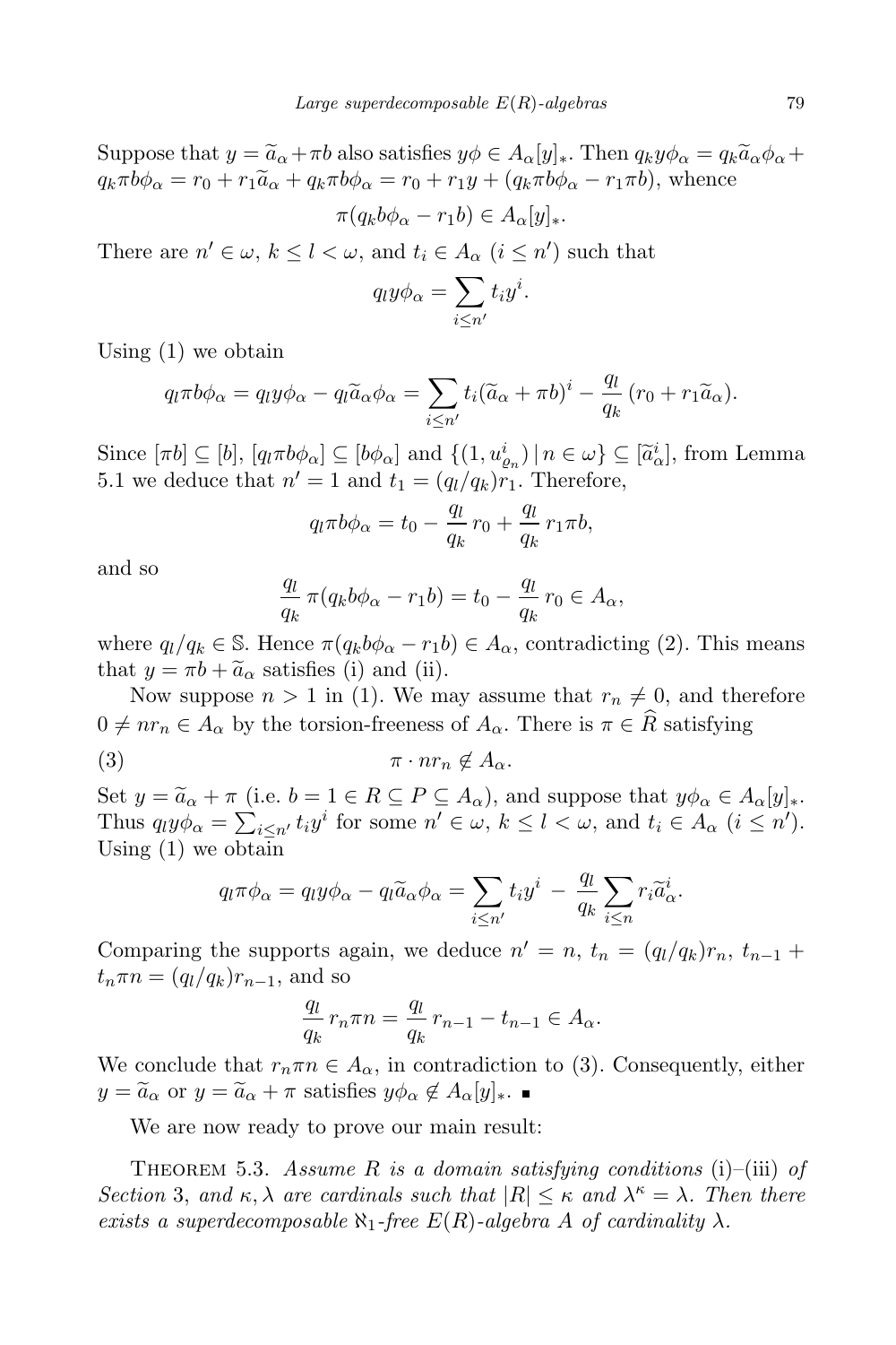Suppose that $y = \widetilde{a}_\alpha + \pi b$ also satisfies $y\phi \in A_\alpha[y]_*$. Then $q_k y\phi_\alpha = q_k\widetilde{a}_\alpha\phi_\alpha + q_k\pi b\phi_\alpha = r_0 + r_1\widetilde{a}_\alpha + q_k\pi b\phi_\alpha = r_0 + r_1 y + (q_k\pi b\phi_\alpha - r_1\pi b)$, whence

$$\pi(q_k b\phi_\alpha - r_1 b) \in A_\alpha[y]_*.$$

There are $n' \in \omega$, $k \le l < \omega$, and $t_i \in A_\alpha$ $(i \le n')$ such that

$$q_l y\phi_\alpha = \sum_{i \le n'} t_i y^i.$$

Using (1) we obtain

$$q_l\pi b\phi_\alpha = q_l y\phi_\alpha - q_l\widetilde{a}_\alpha\phi_\alpha = \sum_{i\le n'} t_i(\widetilde{a}_\alpha + \pi b)^i - \frac{q_l}{q_k}\,(r_0 + r_1\widetilde{a}_\alpha).$$

Since $[\pi b] \subseteq [b]$, $[q_l\pi b\phi_\alpha] \subseteq [b\phi_\alpha]$ and $\{(1, u^i_{\varrho_n}) \mid n \in \omega\} \subseteq [\widetilde{a}^i_\alpha]$, from Lemma 5.1 we deduce that $n' = 1$ and $t_1 = (q_l/q_k)r_1$. Therefore,

$$q_l\pi b\phi_\alpha = t_0 - \frac{q_l}{q_k}\,r_0 + \frac{q_l}{q_k}\,r_1\pi b,$$

and so

$$\frac{q_l}{q_k}\,\pi(q_k b\phi_\alpha - r_1 b) = t_0 - \frac{q_l}{q_k}\,r_0 \in A_\alpha,$$

where $q_l/q_k \in \mathbb{S}$. Hence $\pi(q_k b\phi_\alpha - r_1 b) \in A_\alpha$, contradicting (2). This means that $y = \pi b + \widetilde{a}_\alpha$ satisfies (i) and (ii).

Now suppose $n > 1$ in (1). We may assume that $r_n \neq 0$, and therefore $0 \neq n r_n \in A_\alpha$ by the torsion-freeness of $A_\alpha$. There is $\pi \in \widehat{R}$ satisfying

$$\pi \cdot n r_n \notin A_\alpha. \tag{3}$$

Set $y = \widetilde{a}_\alpha + \pi$ (i.e. $b = 1 \in R \subseteq P \subseteq A_\alpha$), and suppose that $y\phi_\alpha \in A_\alpha[y]_*$. Thus $q_l y\phi_\alpha = \sum_{i\le n'} t_i y^i$ for some $n' \in \omega$, $k \le l < \omega$, and $t_i \in A_\alpha$ $(i \le n')$. Using (1) we obtain

$$q_l\pi\phi_\alpha = q_l y\phi_\alpha - q_l\widetilde{a}_\alpha\phi_\alpha = \sum_{i\le n'} t_i y^i - \frac{q_l}{q_k}\sum_{i\le n} r_i\widetilde{a}^i_\alpha.$$

Comparing the supports again, we deduce $n' = n$, $t_n = (q_l/q_k)r_n$, $t_{n-1} + t_n\pi n = (q_l/q_k)r_{n-1}$, and so

$$\frac{q_l}{q_k}\,r_n\pi n = \frac{q_l}{q_k}\,r_{n-1} - t_{n-1} \in A_\alpha.$$

We conclude that $r_n\pi n \in A_\alpha$, in contradiction to (3). Consequently, either $y = \widetilde{a}_\alpha$ or $y = \widetilde{a}_\alpha + \pi$ satisfies $y\phi_\alpha \notin A_\alpha[y]_*$. ∎

We are now ready to prove our main result:

**Theorem 5.3.** *Assume $R$ is a domain satisfying conditions* (i)–(iii) *of Section* 3, *and $\kappa, \lambda$ are cardinals such that $|R| \le \kappa$ and $\lambda^\kappa = \lambda$. Then there exists a superdecomposable $\aleph_1$-free $E(R)$-algebra $A$ of cardinality $\lambda$.*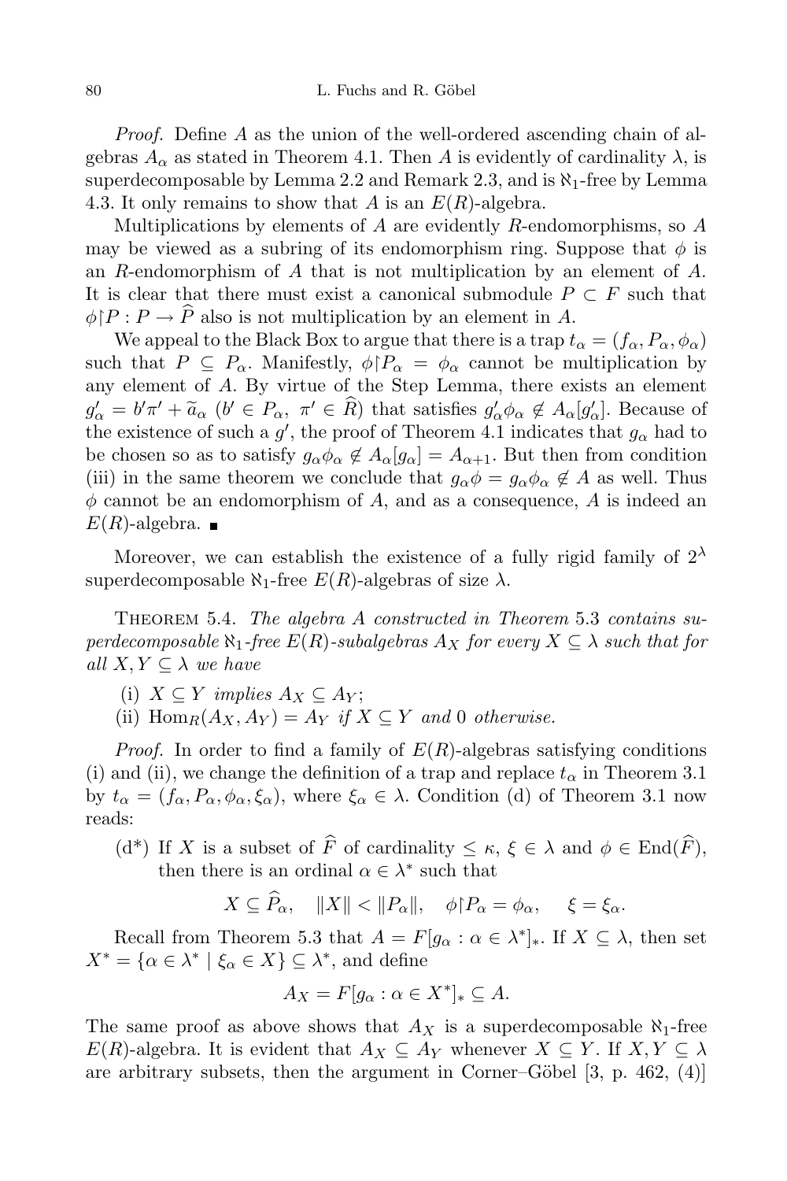*Proof.* Define $A$ as the union of the well-ordered ascending chain of algebras $A_\alpha$ as stated in Theorem 4.1. Then $A$ is evidently of cardinality $\lambda$, is superdecomposable by Lemma 2.2 and Remark 2.3, and is $\aleph_1$-free by Lemma 4.3. It only remains to show that $A$ is an $E(R)$-algebra.

Multiplications by elements of $A$ are evidently $R$-endomorphisms, so $A$ may be viewed as a subring of its endomorphism ring. Suppose that $\phi$ is an $R$-endomorphism of $A$ that is not multiplication by an element of $A$. It is clear that there must exist a canonical submodule $P \subset F$ such that $\phi{\restriction}P : P \to \widehat{P}$ also is not multiplication by an element in $A$.

We appeal to the Black Box to argue that there is a trap $t_\alpha = (f_\alpha, P_\alpha, \phi_\alpha)$ such that $P \subseteq P_\alpha$. Manifestly, $\phi{\restriction}P_\alpha = \phi_\alpha$ cannot be multiplication by any element of $A$. By virtue of the Step Lemma, there exists an element $g'_\alpha = b'\pi' + \widetilde{a}_\alpha$ ($b' \in P_\alpha,\ \pi' \in \widehat{R}$) that satisfies $g'_\alpha \phi_\alpha \notin A_\alpha[g'_\alpha]$. Because of the existence of such a $g'$, the proof of Theorem 4.1 indicates that $g_\alpha$ had to be chosen so as to satisfy $g_\alpha \phi_\alpha \notin A_\alpha[g_\alpha] = A_{\alpha+1}$. But then from condition (iii) in the same theorem we conclude that $g_\alpha \phi = g_\alpha \phi_\alpha \notin A$ as well. Thus $\phi$ cannot be an endomorphism of $A$, and as a consequence, $A$ is indeed an $E(R)$-algebra. ∎

Moreover, we can establish the existence of a fully rigid family of $2^\lambda$ superdecomposable $\aleph_1$-free $E(R)$-algebras of size $\lambda$.

THEOREM 5.4. *The algebra $A$ constructed in Theorem 5.3 contains superdecomposable $\aleph_1$-free $E(R)$-subalgebras $A_X$ for every $X \subseteq \lambda$ such that for all $X, Y \subseteq \lambda$ we have*

(i) *$X \subseteq Y$ implies $A_X \subseteq A_Y$;*
(ii) *$\mathrm{Hom}_R(A_X, A_Y) = A_Y$ if $X \subseteq Y$ and $0$ otherwise.*

*Proof.* In order to find a family of $E(R)$-algebras satisfying conditions (i) and (ii), we change the definition of a trap and replace $t_\alpha$ in Theorem 3.1 by $t_\alpha = (f_\alpha, P_\alpha, \phi_\alpha, \xi_\alpha)$, where $\xi_\alpha \in \lambda$. Condition (d) of Theorem 3.1 now reads:

(d*) If $X$ is a subset of $\widehat{F}$ of cardinality $\le \kappa$, $\xi \in \lambda$ and $\phi \in \mathrm{End}(\widehat{F})$, then there is an ordinal $\alpha \in \lambda^*$ such that

$$X \subseteq \widehat{P}_\alpha, \quad \|X\| < \|P_\alpha\|, \quad \phi{\restriction}P_\alpha = \phi_\alpha, \quad \xi = \xi_\alpha.$$

Recall from Theorem 5.3 that $A = F[g_\alpha : \alpha \in \lambda^*]_*$. If $X \subseteq \lambda$, then set $X^* = \{\alpha \in \lambda^* \mid \xi_\alpha \in X\} \subseteq \lambda^*$, and define

$$A_X = F[g_\alpha : \alpha \in X^*]_* \subseteq A.$$

The same proof as above shows that $A_X$ is a superdecomposable $\aleph_1$-free $E(R)$-algebra. It is evident that $A_X \subseteq A_Y$ whenever $X \subseteq Y$. If $X, Y \subseteq \lambda$ are arbitrary subsets, then the argument in Corner–Göbel [3, p. 462, (4)]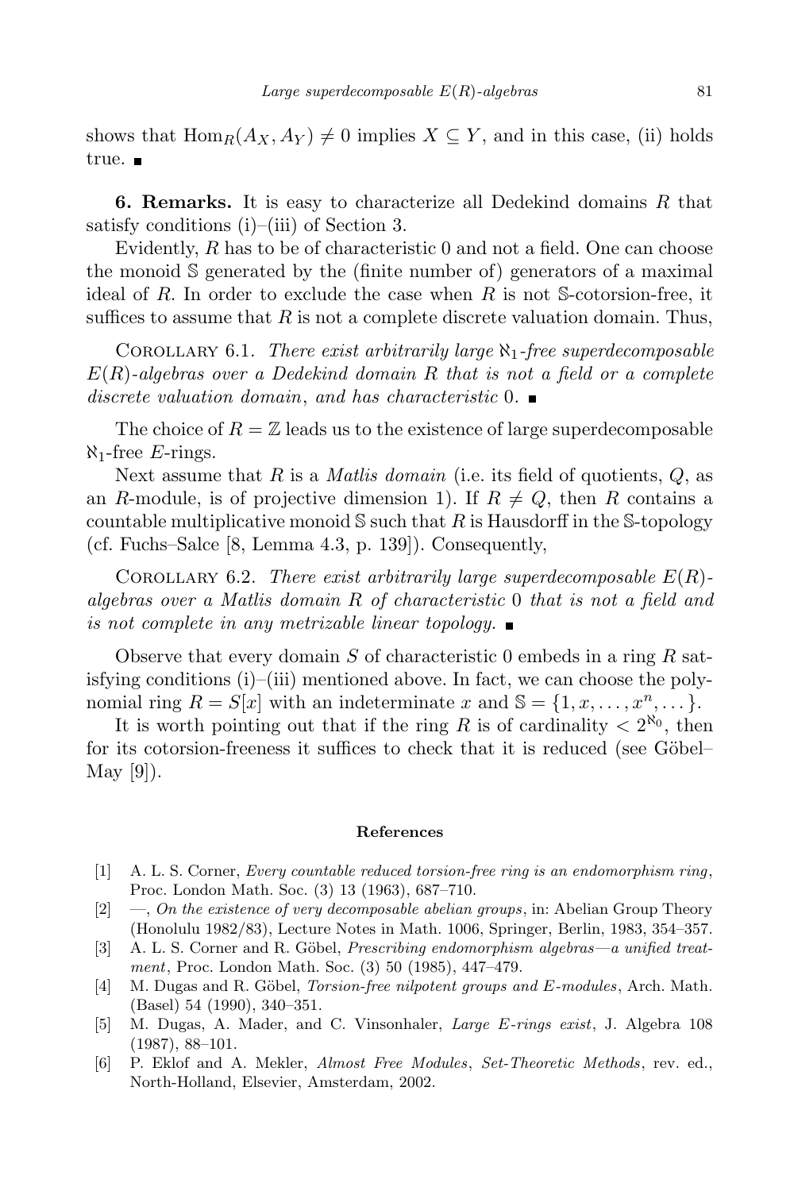shows that $\mathrm{Hom}_R(A_X, A_Y) \neq 0$ implies $X \subseteq Y$, and in this case, (ii) holds true. ∎

**6. Remarks.** It is easy to characterize all Dedekind domains $R$ that satisfy conditions (i)–(iii) of Section 3.

Evidently, $R$ has to be of characteristic 0 and not a field. One can choose the monoid $\mathbb{S}$ generated by the (finite number of) generators of a maximal ideal of $R$. In order to exclude the case when $R$ is not $\mathbb{S}$-cotorsion-free, it suffices to assume that $R$ is not a complete discrete valuation domain. Thus,

Corollary 6.1. *There exist arbitrarily large $\aleph_1$-free superdecomposable $E(R)$-algebras over a Dedekind domain $R$ that is not a field or a complete discrete valuation domain*, *and has characteristic* 0. ∎

The choice of $R = \mathbb{Z}$ leads us to the existence of large superdecomposable $\aleph_1$-free $E$-rings.

Next assume that $R$ is a *Matlis domain* (i.e. its field of quotients, $Q$, as an $R$-module, is of projective dimension 1). If $R \neq Q$, then $R$ contains a countable multiplicative monoid $\mathbb{S}$ such that $R$ is Hausdorff in the $\mathbb{S}$-topology (cf. Fuchs–Salce [8, Lemma 4.3, p. 139]). Consequently,

Corollary 6.2. *There exist arbitrarily large superdecomposable $E(R)$-algebras over a Matlis domain $R$ of characteristic* 0 *that is not a field and is not complete in any metrizable linear topology.* ∎

Observe that every domain $S$ of characteristic 0 embeds in a ring $R$ satisfying conditions (i)–(iii) mentioned above. In fact, we can choose the polynomial ring $R = S[x]$ with an indeterminate $x$ and $\mathbb{S} = \{1, x, \dots, x^n, \dots\}$.

It is worth pointing out that if the ring $R$ is of cardinality $< 2^{\aleph_0}$, then for its cotorsion-freeness it suffices to check that it is reduced (see Göbel–May [9]).

### References

[1] A. L. S. Corner, *Every countable reduced torsion-free ring is an endomorphism ring*, Proc. London Math. Soc. (3) 13 (1963), 687–710.

[2] —, *On the existence of very decomposable abelian groups*, in: Abelian Group Theory (Honolulu 1982/83), Lecture Notes in Math. 1006, Springer, Berlin, 1983, 354–357.

[3] A. L. S. Corner and R. Göbel, *Prescribing endomorphism algebras—a unified treatment*, Proc. London Math. Soc. (3) 50 (1985), 447–479.

[4] M. Dugas and R. Göbel, *Torsion-free nilpotent groups and E-modules*, Arch. Math. (Basel) 54 (1990), 340–351.

[5] M. Dugas, A. Mader, and C. Vinsonhaler, *Large E-rings exist*, J. Algebra 108 (1987), 88–101.

[6] P. Eklof and A. Mekler, *Almost Free Modules*, *Set-Theoretic Methods*, rev. ed., North-Holland, Elsevier, Amsterdam, 2002.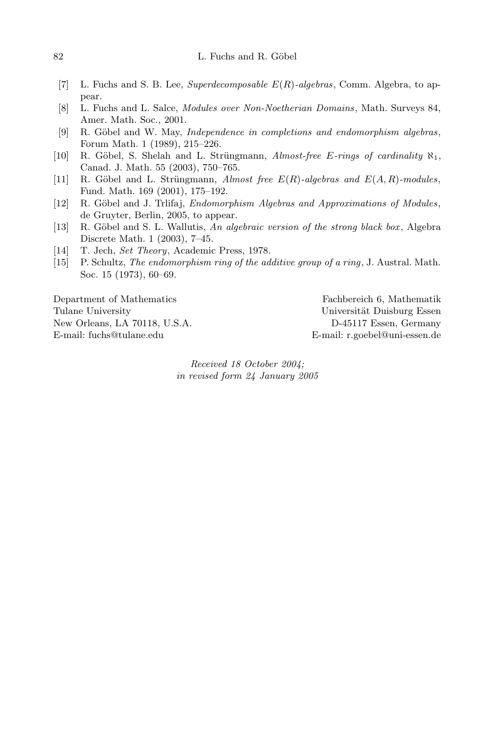[7] L. Fuchs and S. B. Lee, *Superdecomposable $E(R)$-algebras*, Comm. Algebra, to appear.

[8] L. Fuchs and L. Salce, *Modules over Non-Noetherian Domains*, Math. Surveys 84, Amer. Math. Soc., 2001.

[9] R. Göbel and W. May, *Independence in completions and endomorphism algebras*, Forum Math. 1 (1989), 215–226.

[10] R. Göbel, S. Shelah and L. Strüngmann, *Almost-free $E$-rings of cardinality $\aleph_1$*, Canad. J. Math. 55 (2003), 750–765.

[11] R. Göbel and L. Strüngmann, *Almost free $E(R)$-algebras and $E(A,R)$-modules*, Fund. Math. 169 (2001), 175–192.

[12] R. Göbel and J. Trlifaj, *Endomorphism Algebras and Approximations of Modules*, de Gruyter, Berlin, 2005, to appear.

[13] R. Göbel and S. L. Wallutis, *An algebraic version of the strong black box*, Algebra Discrete Math. 1 (2003), 7–45.

[14] T. Jech, *Set Theory*, Academic Press, 1978.

[15] P. Schultz, *The endomorphism ring of the additive group of a ring*, J. Austral. Math. Soc. 15 (1973), 60–69.

Department of Mathematics
Tulane University
New Orleans, LA 70118, U.S.A.
E-mail: fuchs@tulane.edu

Fachbereich 6, Mathematik
Universität Duisburg Essen
D-45117 Essen, Germany
E-mail: r.goebel@uni-essen.de

*Received 18 October 2004;*
*in revised form 24 January 2005*